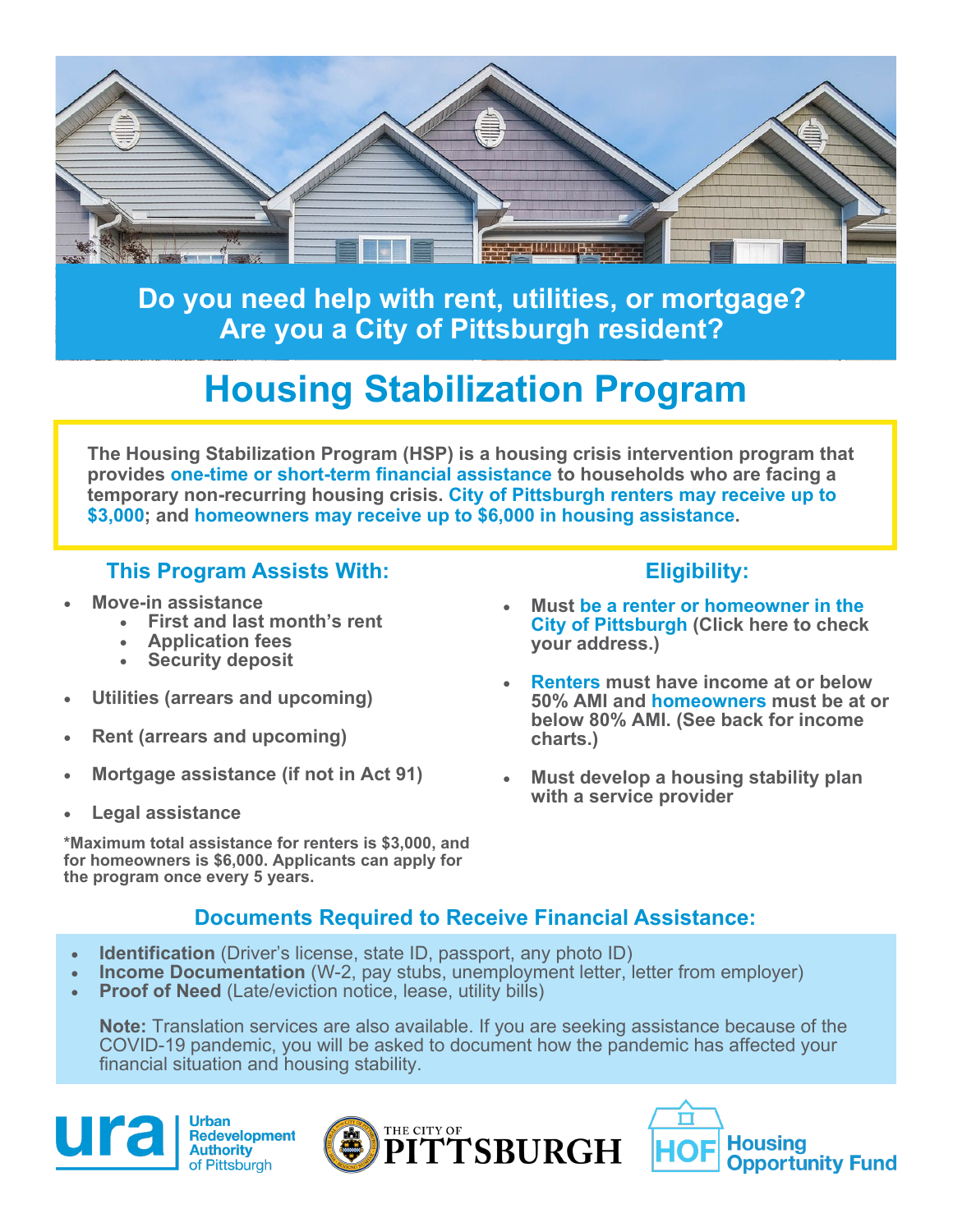**Do you need help with rent, utilities, or mortgage?**
**Are you a City of Pittsburgh resident?**

# Housing Stabilization Program

**The Housing Stabilization Program (HSP) is a housing crisis intervention program that provides one-time or short-term financial assistance to households who are facing a temporary non-recurring housing crisis. City of Pittsburgh renters may receive up to $3,000; and homeowners may receive up to $6,000 in housing assistance.**

## This Program Assists With:

- **Move-in assistance**
  - **First and last month's rent**
  - **Application fees**
  - **Security deposit**
- **Utilities (arrears and upcoming)**
- **Rent (arrears and upcoming)**
- **Mortgage assistance (if not in Act 91)**
- **Legal assistance**

**\*Maximum total assistance for renters is $3,000, and for homeowners is $6,000. Applicants can apply for the program once every 5 years.**

## Eligibility:

- **Must be a renter or homeowner in the City of Pittsburgh (Click here to check your address.)**
- **Renters must have income at or below 50% AMI and homeowners must be at or below 80% AMI. (See back for income charts.)**
- **Must develop a housing stability plan with a service provider**

## Documents Required to Receive Financial Assistance:

- **Identification** (Driver's license, state ID, passport, any photo ID)
- **Income Documentation** (W-2, pay stubs, unemployment letter, letter from employer)
- **Proof of Need** (Late/eviction notice, lease, utility bills)

**Note:** Translation services are also available. If you are seeking assistance because of the COVID-19 pandemic, you will be asked to document how the pandemic has affected your financial situation and housing stability.

ura Urban Redevelopment Authority of Pittsburgh | The City of Pittsburgh | HOF Housing Opportunity Fund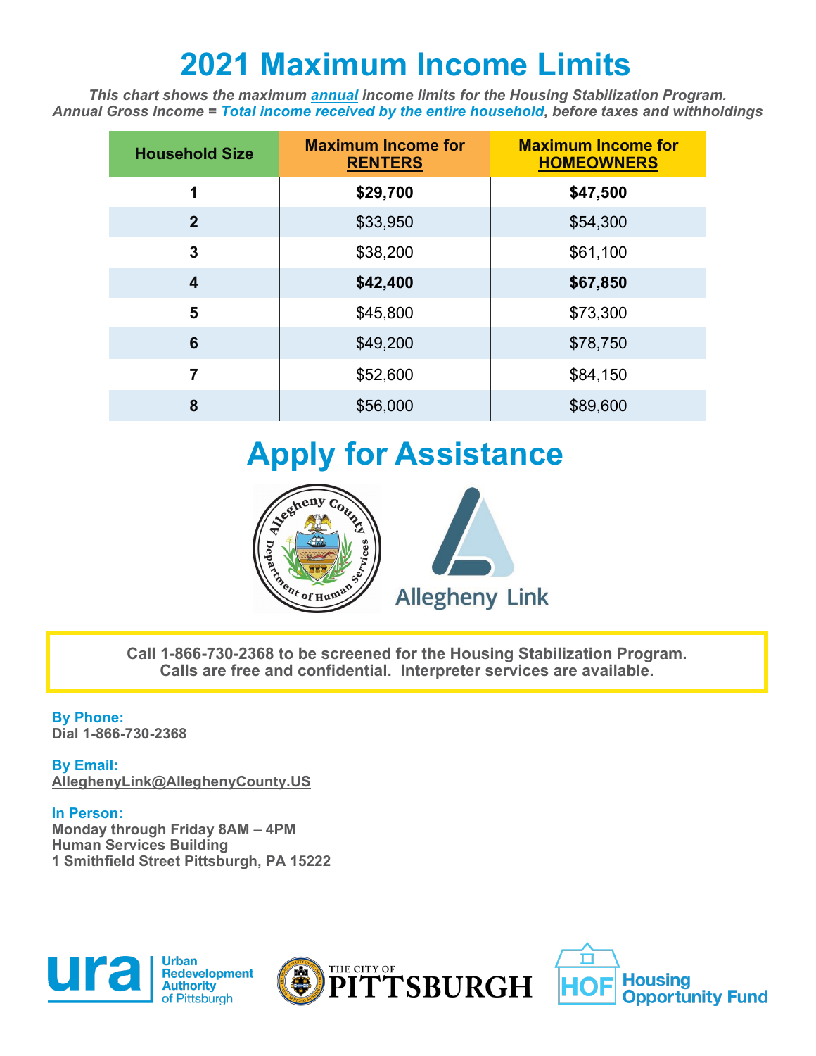# 2021 Maximum Income Limits

*This chart shows the maximum annual income limits for the Housing Stabilization Program.*
*Annual Gross Income = **Total income received by the entire household**, before taxes and withholdings*

| Household Size | Maximum Income for RENTERS | Maximum Income for HOMEOWNERS |
|---|---|---|
| **1** | **$29,700** | **$47,500** |
| **2** | $33,950 | $54,300 |
| **3** | $38,200 | $61,100 |
| **4** | **$42,400** | **$67,850** |
| **5** | $45,800 | $73,300 |
| **6** | $49,200 | $78,750 |
| **7** | $52,600 | $84,150 |
| **8** | $56,000 | $89,600 |

# Apply for Assistance

Allegheny County Department of Human Services

Allegheny Link

**Call 1-866-730-2368 to be screened for the Housing Stabilization Program.**
**Calls are free and confidential. Interpreter services are available.**

**By Phone:**
**Dial 1-866-730-2368**

**By Email:**
**AlleghenyLink@AlleghenyCounty.US**

**In Person:**
**Monday through Friday 8AM – 4PM**
**Human Services Building**
**1 Smithfield Street Pittsburgh, PA 15222**

ura Urban Redevelopment Authority of Pittsburgh

The City of Pittsburgh

HOF Housing Opportunity Fund